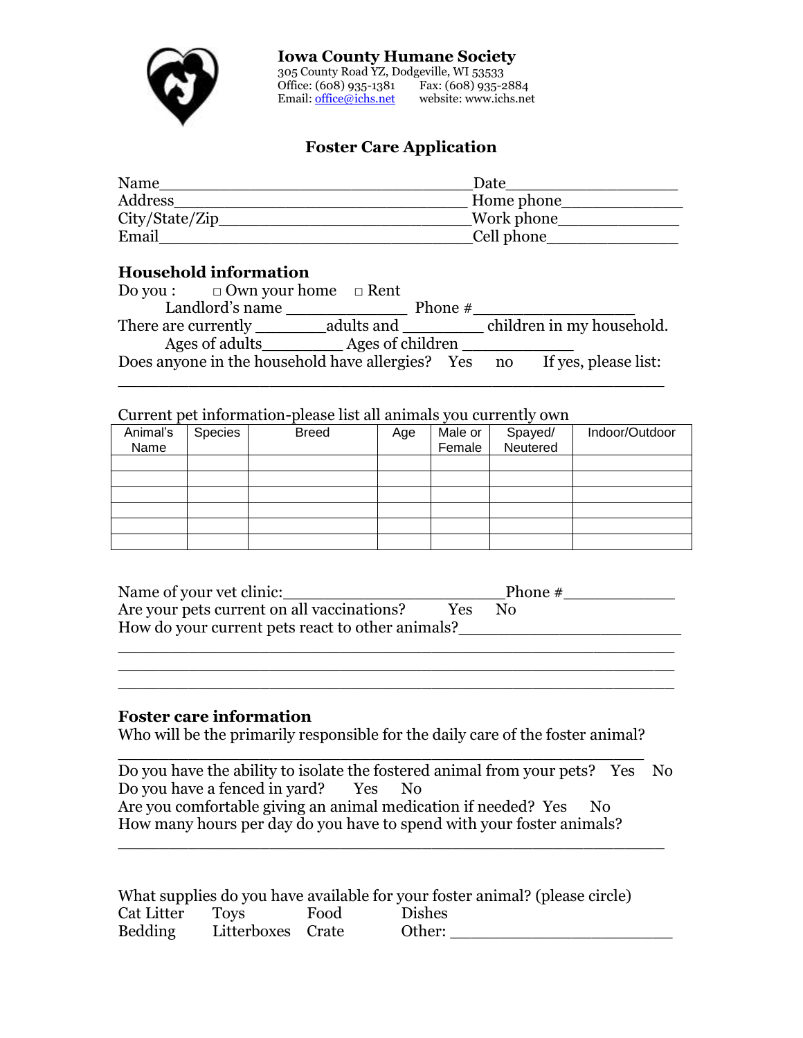**Iowa County Humane Society**
305 County Road YZ, Dodgeville, WI 53533
Office: (608) 935-1381 Fax: (608) 935-2884
Email: office@ichs.net website: www.ichs.net

# Foster Care Application

Name_________________________________ Date__________________
Address_______________________________ Home phone_____________
City/State/Zip__________________________ Work phone_____________
Email_________________________________ Cell phone______________

## Household information

Do you : □ Own your home □ Rent
Landlord's name _____________ Phone #_________________
There are currently _______adults and ________ children in my household.
Ages of adults________ Ages of children ____________
Does anyone in the household have allergies? Yes no If yes, please list:
__________________________________________________________

Current pet information-please list all animals you currently own

| Animal's Name | Species | Breed | Age | Male or Female | Spayed/ Neutered | Indoor/Outdoor |
|---|---|---|---|---|---|---|
| | | | | | | |
| | | | | | | |
| | | | | | | |
| | | | | | | |
| | | | | | | |
| | | | | | | |

Name of your vet clinic:_______________________Phone #____________
Are your pets current on all vaccinations? Yes No
How do your current pets react to other animals?_______________________
__________________________________________________________
__________________________________________________________
__________________________________________________________

## Foster care information

Who will be the primarily responsible for the daily care of the foster animal?
__________________________________________________________
Do you have the ability to isolate the fostered animal from your pets? Yes No
Do you have a fenced in yard? Yes No
Are you comfortable giving an animal medication if needed? Yes No
How many hours per day do you have to spend with your foster animals?
__________________________________________________________

What supplies do you have available for your foster animal? (please circle)
Cat Litter Toys Food Dishes
Bedding Litterboxes Crate Other: _______________________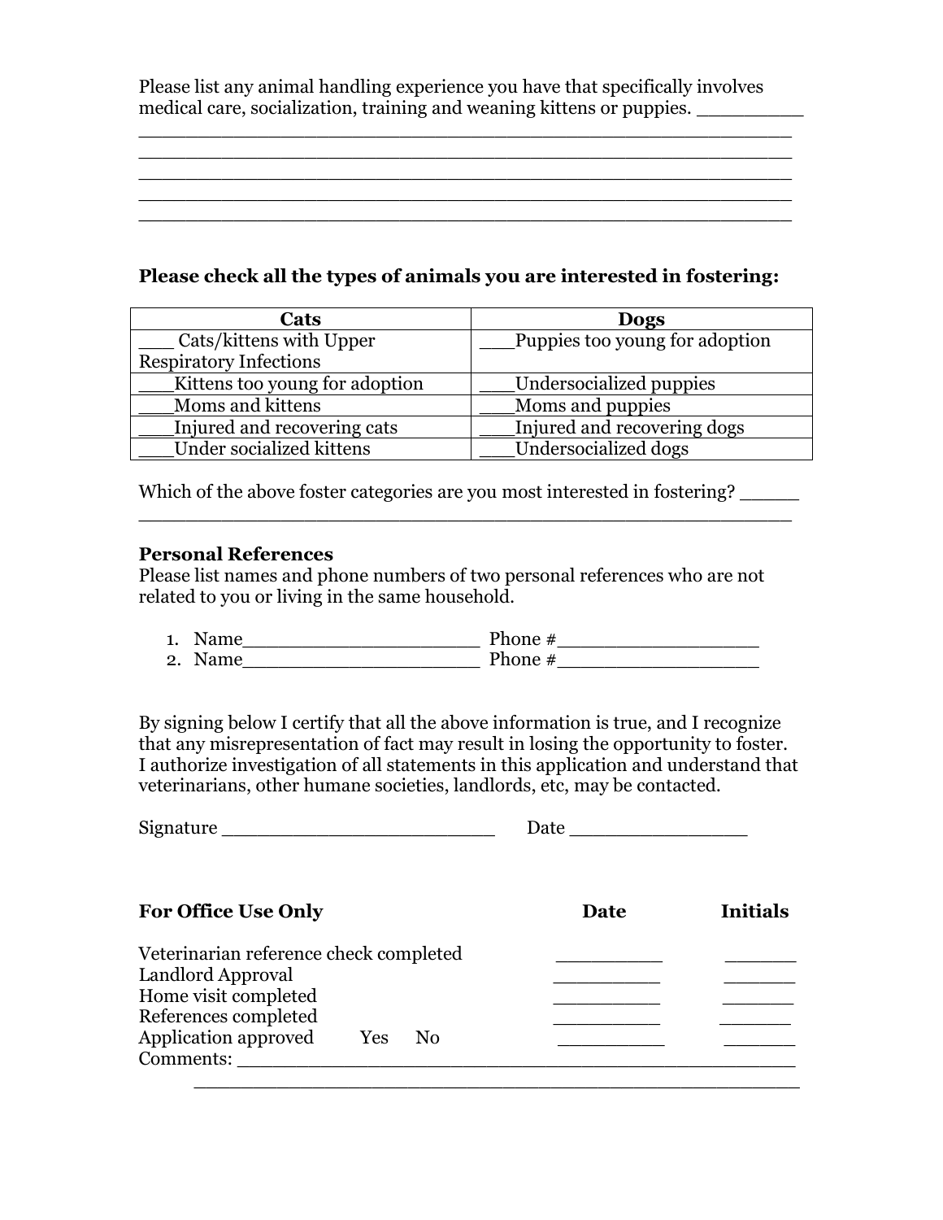Please list any animal handling experience you have that specifically involves medical care, socialization, training and weaning kittens or puppies. _________
_____________________________________________________
_____________________________________________________
_____________________________________________________
_____________________________________________________
_____________________________________________________

**Please check all the types of animals you are interested in fostering:**

| Cats | Dogs |
| --- | --- |
| ___ Cats/kittens with Upper Respiratory Infections | ___Puppies too young for adoption |
| ___Kittens too young for adoption | ___Undersocialized puppies |
| ___Moms and kittens | ___Moms and puppies |
| ___Injured and recovering cats | ___Injured and recovering dogs |
| ___Under socialized kittens | ___Undersocialized dogs |

Which of the above foster categories are you most interested in fostering? _____
_____________________________________________________

**Personal References**

Please list names and phone numbers of two personal references who are not related to you or living in the same household.

1. Name____________________ Phone #_________________
2. Name____________________ Phone #_________________

By signing below I certify that all the above information is true, and I recognize that any misrepresentation of fact may result in losing the opportunity to foster. I authorize investigation of all statements in this application and understand that veterinarians, other humane societies, landlords, etc, may be contacted.

Signature _______________________ Date _______________

| **For Office Use Only** | **Date** | **Initials** |
| --- | --- | --- |
| Veterinarian reference check completed | _________ | ______ |
| Landlord Approval | _________ | ______ |
| Home visit completed | _________ | ______ |
| References completed | _________ | ______ |
| Application approved Yes No | _________ | ______ |

Comments: ____________________________________________
_____________________________________________________